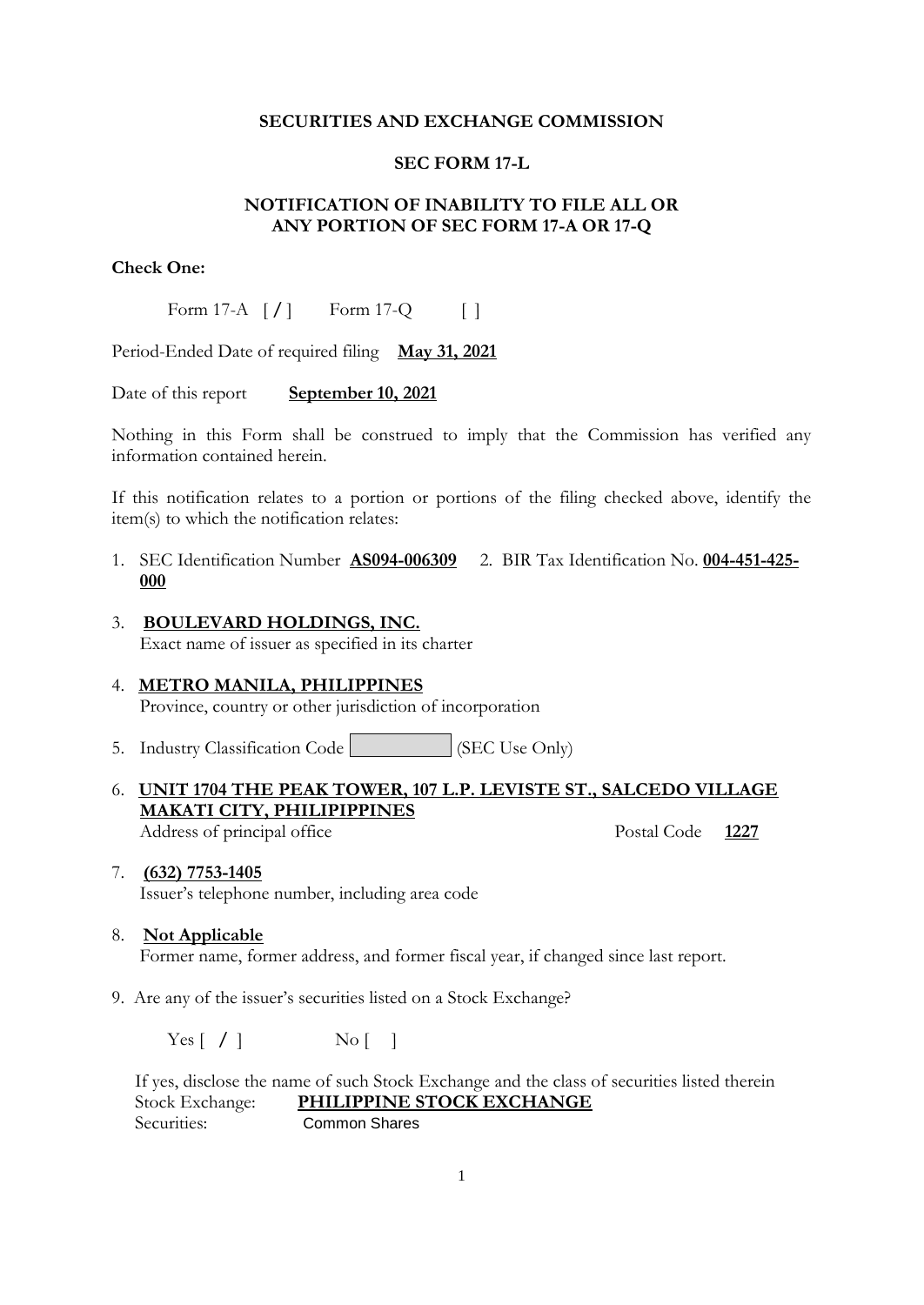**SECURITIES AND EXCHANGE COMMISSION**

**SEC FORM 17-L**

**NOTIFICATION OF INABILITY TO FILE ALL OR ANY PORTION OF SEC FORM 17-A OR 17-Q**

**Check One:**

Form 17-A [ / ]  Form 17-Q [ ]

Period-Ended Date of required filing **May 31, 2021**

Date of this report **September 10, 2021**

Nothing in this Form shall be construed to imply that the Commission has verified any information contained herein.

If this notification relates to a portion or portions of the filing checked above, identify the item(s) to which the notification relates:

1. SEC Identification Number **AS094-006309**  2. BIR Tax Identification No. **004-451-425-000**

3. **BOULEVARD HOLDINGS, INC.**
   Exact name of issuer as specified in its charter

4. **METRO MANILA, PHILIPPINES**
   Province, country or other jurisdiction of incorporation

5. Industry Classification Code [          ] (SEC Use Only)

6. **UNIT 1704 THE PEAK TOWER, 107 L.P. LEVISTE ST., SALCEDO VILLAGE MAKATI CITY, PHILIPIPPINES**
   Address of principal office  Postal Code **1227**

7. **(632) 7753-1405**
   Issuer's telephone number, including area code

8. **Not Applicable**
   Former name, former address, and former fiscal year, if changed since last report.

9. Are any of the issuer's securities listed on a Stock Exchange?

   Yes [ / ]  No [ ]

   If yes, disclose the name of such Stock Exchange and the class of securities listed therein
   Stock Exchange: **PHILIPPINE STOCK EXCHANGE**
   Securities: Common Shares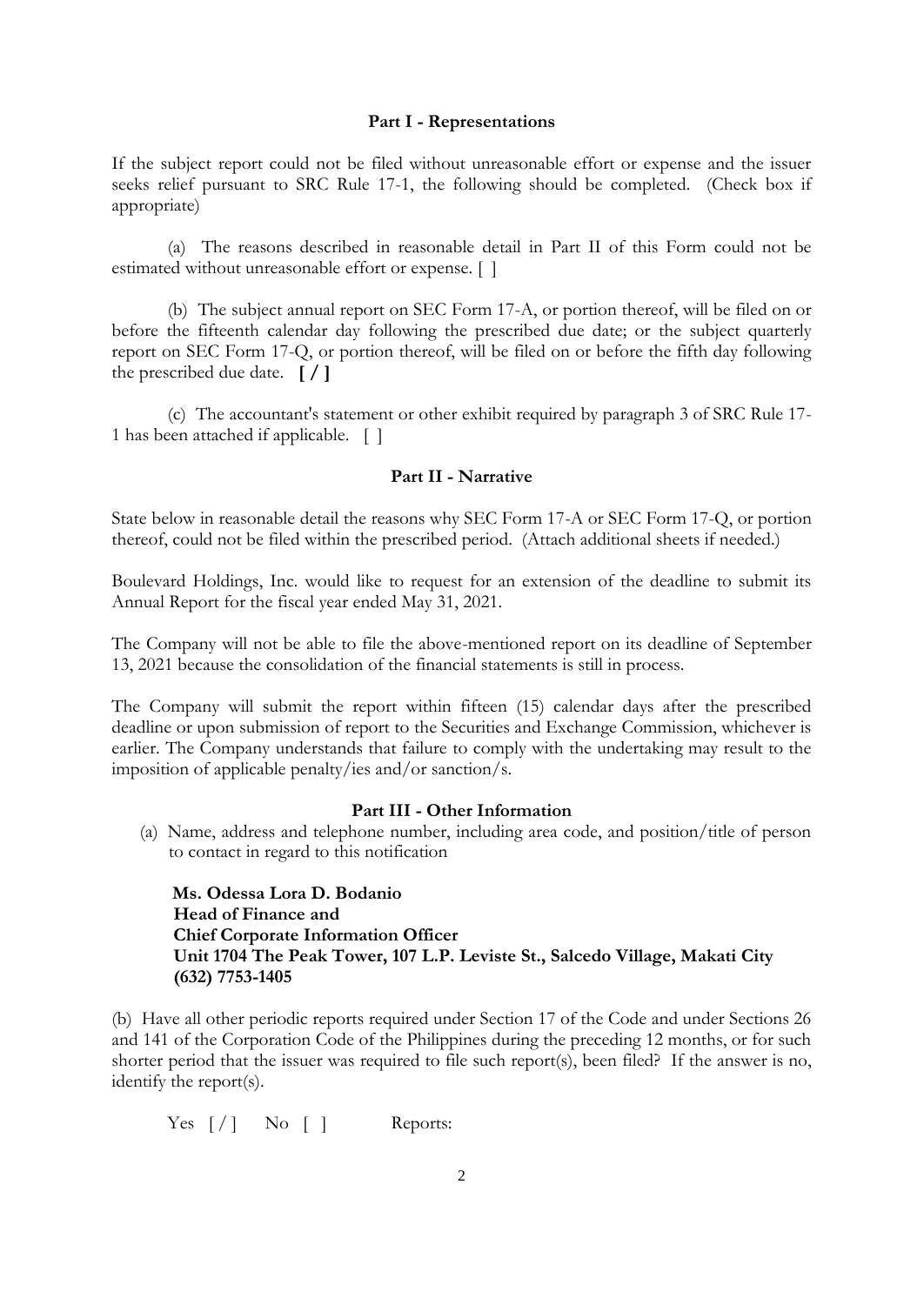## Part I - Representations

If the subject report could not be filed without unreasonable effort or expense and the issuer seeks relief pursuant to SRC Rule 17-1, the following should be completed. (Check box if appropriate)

(a) The reasons described in reasonable detail in Part II of this Form could not be estimated without unreasonable effort or expense. [ ]

(b) The subject annual report on SEC Form 17-A, or portion thereof, will be filed on or before the fifteenth calendar day following the prescribed due date; or the subject quarterly report on SEC Form 17-Q, or portion thereof, will be filed on or before the fifth day following the prescribed due date. **[ / ]**

(c) The accountant's statement or other exhibit required by paragraph 3 of SRC Rule 17-1 has been attached if applicable. [ ]

## Part II - Narrative

State below in reasonable detail the reasons why SEC Form 17-A or SEC Form 17-Q, or portion thereof, could not be filed within the prescribed period. (Attach additional sheets if needed.)

Boulevard Holdings, Inc. would like to request for an extension of the deadline to submit its Annual Report for the fiscal year ended May 31, 2021.

The Company will not be able to file the above-mentioned report on its deadline of September 13, 2021 because the consolidation of the financial statements is still in process.

The Company will submit the report within fifteen (15) calendar days after the prescribed deadline or upon submission of report to the Securities and Exchange Commission, whichever is earlier. The Company understands that failure to comply with the undertaking may result to the imposition of applicable penalty/ies and/or sanction/s.

## Part III - Other Information

(a) Name, address and telephone number, including area code, and position/title of person to contact in regard to this notification

**Ms. Odessa Lora D. Bodanio**
**Head of Finance and**
**Chief Corporate Information Officer**
**Unit 1704 The Peak Tower, 107 L.P. Leviste St., Salcedo Village, Makati City**
**(632) 7753-1405**

(b) Have all other periodic reports required under Section 17 of the Code and under Sections 26 and 141 of the Corporation Code of the Philippines during the preceding 12 months, or for such shorter period that the issuer was required to file such report(s), been filed? If the answer is no, identify the report(s).

Yes [ / ] No [ ] Reports: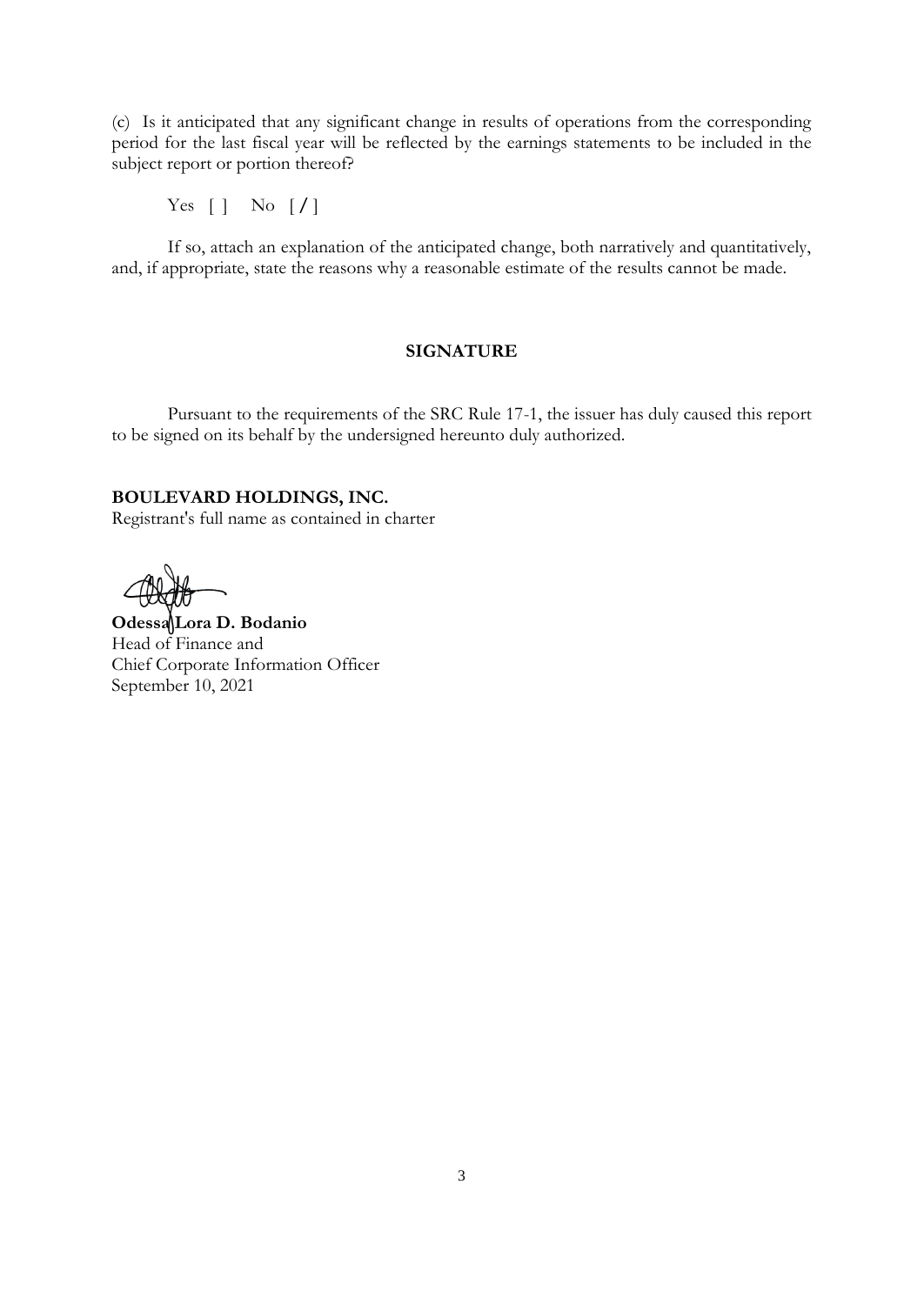(c) Is it anticipated that any significant change in results of operations from the corresponding period for the last fiscal year will be reflected by the earnings statements to be included in the subject report or portion thereof?

Yes [ ]  No [/]

If so, attach an explanation of the anticipated change, both narratively and quantitatively, and, if appropriate, state the reasons why a reasonable estimate of the results cannot be made.

## SIGNATURE

Pursuant to the requirements of the SRC Rule 17-1, the issuer has duly caused this report to be signed on its behalf by the undersigned hereunto duly authorized.

**BOULEVARD HOLDINGS, INC.**
Registrant's full name as contained in charter

**Odessa Lora D. Bodanio**
Head of Finance and
Chief Corporate Information Officer
September 10, 2021